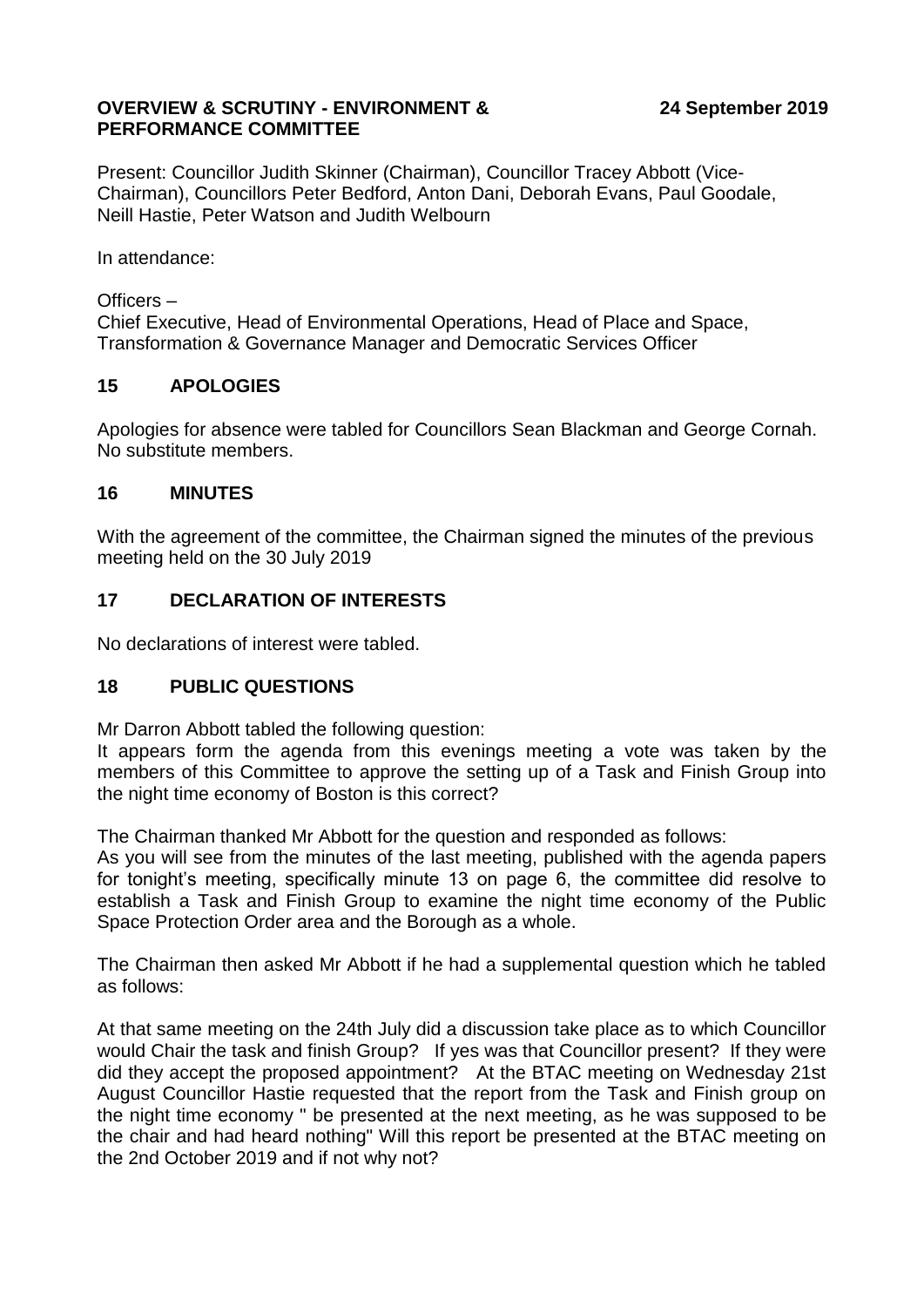**OVERVIEW & SCRUTINY - ENVIRONMENT & PERFORMANCE COMMITTEE** **24 September 2019**

Present: Councillor Judith Skinner (Chairman), Councillor Tracey Abbott (Vice-Chairman), Councillors Peter Bedford, Anton Dani, Deborah Evans, Paul Goodale, Neill Hastie, Peter Watson and Judith Welbourn

In attendance:

Officers –
Chief Executive, Head of Environmental Operations, Head of Place and Space, Transformation & Governance Manager and Democratic Services Officer

## 15 APOLOGIES

Apologies for absence were tabled for Councillors Sean Blackman and George Cornah. No substitute members.

## 16 MINUTES

With the agreement of the committee, the Chairman signed the minutes of the previous meeting held on the 30 July 2019

## 17 DECLARATION OF INTERESTS

No declarations of interest were tabled.

## 18 PUBLIC QUESTIONS

Mr Darron Abbott tabled the following question:
It appears form the agenda from this evenings meeting a vote was taken by the members of this Committee to approve the setting up of a Task and Finish Group into the night time economy of Boston is this correct?

The Chairman thanked Mr Abbott for the question and responded as follows:
As you will see from the minutes of the last meeting, published with the agenda papers for tonight's meeting, specifically minute 13 on page 6, the committee did resolve to establish a Task and Finish Group to examine the night time economy of the Public Space Protection Order area and the Borough as a whole.

The Chairman then asked Mr Abbott if he had a supplemental question which he tabled as follows:

At that same meeting on the 24th July did a discussion take place as to which Councillor would Chair the task and finish Group? If yes was that Councillor present? If they were did they accept the proposed appointment? At the BTAC meeting on Wednesday 21st August Councillor Hastie requested that the report from the Task and Finish group on the night time economy " be presented at the next meeting, as he was supposed to be the chair and had heard nothing" Will this report be presented at the BTAC meeting on the 2nd October 2019 and if not why not?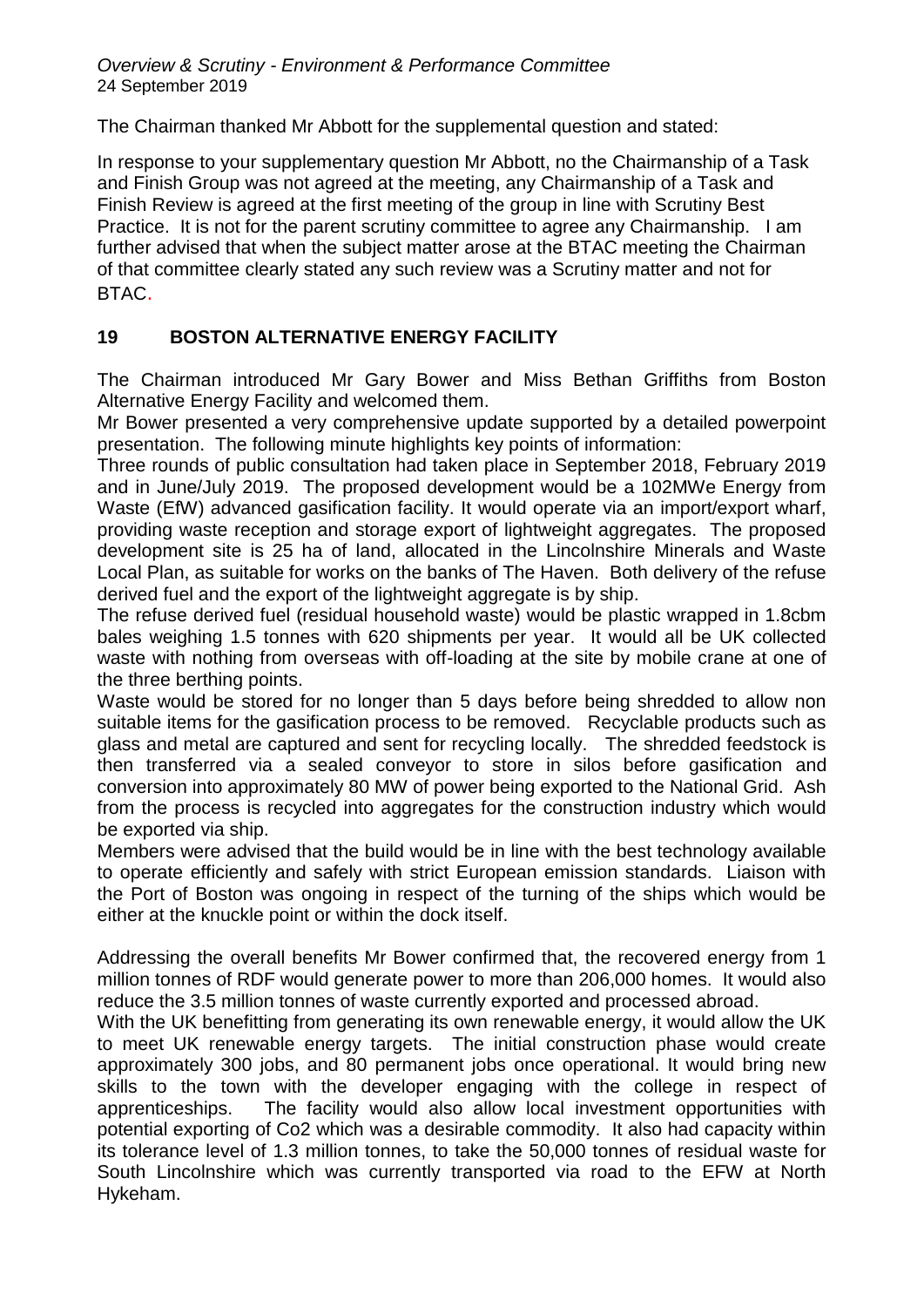The Chairman thanked Mr Abbott for the supplemental question and stated:

In response to your supplementary question Mr Abbott, no the Chairmanship of a Task and Finish Group was not agreed at the meeting, any Chairmanship of a Task and Finish Review is agreed at the first meeting of the group in line with Scrutiny Best Practice. It is not for the parent scrutiny committee to agree any Chairmanship. I am further advised that when the subject matter arose at the BTAC meeting the Chairman of that committee clearly stated any such review was a Scrutiny matter and not for BTAC.

## 19 BOSTON ALTERNATIVE ENERGY FACILITY

The Chairman introduced Mr Gary Bower and Miss Bethan Griffiths from Boston Alternative Energy Facility and welcomed them.

Mr Bower presented a very comprehensive update supported by a detailed powerpoint presentation. The following minute highlights key points of information:

Three rounds of public consultation had taken place in September 2018, February 2019 and in June/July 2019. The proposed development would be a 102MWe Energy from Waste (EfW) advanced gasification facility. It would operate via an import/export wharf, providing waste reception and storage export of lightweight aggregates. The proposed development site is 25 ha of land, allocated in the Lincolnshire Minerals and Waste Local Plan, as suitable for works on the banks of The Haven. Both delivery of the refuse derived fuel and the export of the lightweight aggregate is by ship.

The refuse derived fuel (residual household waste) would be plastic wrapped in 1.8cbm bales weighing 1.5 tonnes with 620 shipments per year. It would all be UK collected waste with nothing from overseas with off-loading at the site by mobile crane at one of the three berthing points.

Waste would be stored for no longer than 5 days before being shredded to allow non suitable items for the gasification process to be removed. Recyclable products such as glass and metal are captured and sent for recycling locally. The shredded feedstock is then transferred via a sealed conveyor to store in silos before gasification and conversion into approximately 80 MW of power being exported to the National Grid. Ash from the process is recycled into aggregates for the construction industry which would be exported via ship.

Members were advised that the build would be in line with the best technology available to operate efficiently and safely with strict European emission standards. Liaison with the Port of Boston was ongoing in respect of the turning of the ships which would be either at the knuckle point or within the dock itself.

Addressing the overall benefits Mr Bower confirmed that, the recovered energy from 1 million tonnes of RDF would generate power to more than 206,000 homes. It would also reduce the 3.5 million tonnes of waste currently exported and processed abroad.

With the UK benefitting from generating its own renewable energy, it would allow the UK to meet UK renewable energy targets. The initial construction phase would create approximately 300 jobs, and 80 permanent jobs once operational. It would bring new skills to the town with the developer engaging with the college in respect of apprenticeships. The facility would also allow local investment opportunities with potential exporting of Co2 which was a desirable commodity. It also had capacity within its tolerance level of 1.3 million tonnes, to take the 50,000 tonnes of residual waste for South Lincolnshire which was currently transported via road to the EFW at North Hykeham.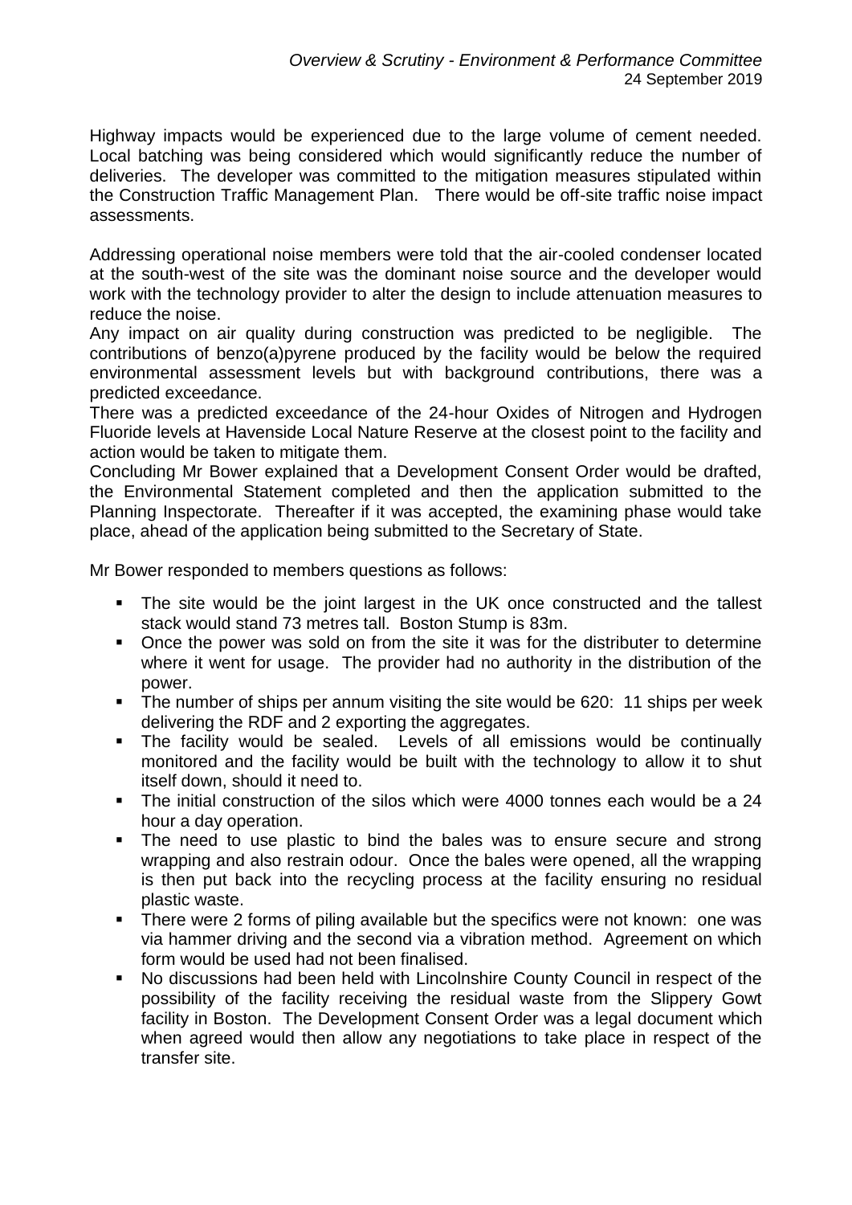Highway impacts would be experienced due to the large volume of cement needed. Local batching was being considered which would significantly reduce the number of deliveries. The developer was committed to the mitigation measures stipulated within the Construction Traffic Management Plan. There would be off-site traffic noise impact assessments.

Addressing operational noise members were told that the air-cooled condenser located at the south-west of the site was the dominant noise source and the developer would work with the technology provider to alter the design to include attenuation measures to reduce the noise.

Any impact on air quality during construction was predicted to be negligible. The contributions of benzo(a)pyrene produced by the facility would be below the required environmental assessment levels but with background contributions, there was a predicted exceedance.

There was a predicted exceedance of the 24-hour Oxides of Nitrogen and Hydrogen Fluoride levels at Havenside Local Nature Reserve at the closest point to the facility and action would be taken to mitigate them.

Concluding Mr Bower explained that a Development Consent Order would be drafted, the Environmental Statement completed and then the application submitted to the Planning Inspectorate. Thereafter if it was accepted, the examining phase would take place, ahead of the application being submitted to the Secretary of State.

Mr Bower responded to members questions as follows:

- The site would be the joint largest in the UK once constructed and the tallest stack would stand 73 metres tall. Boston Stump is 83m.
- Once the power was sold on from the site it was for the distributer to determine where it went for usage. The provider had no authority in the distribution of the power.
- The number of ships per annum visiting the site would be 620: 11 ships per week delivering the RDF and 2 exporting the aggregates.
- The facility would be sealed. Levels of all emissions would be continually monitored and the facility would be built with the technology to allow it to shut itself down, should it need to.
- The initial construction of the silos which were 4000 tonnes each would be a 24 hour a day operation.
- The need to use plastic to bind the bales was to ensure secure and strong wrapping and also restrain odour. Once the bales were opened, all the wrapping is then put back into the recycling process at the facility ensuring no residual plastic waste.
- There were 2 forms of piling available but the specifics were not known: one was via hammer driving and the second via a vibration method. Agreement on which form would be used had not been finalised.
- No discussions had been held with Lincolnshire County Council in respect of the possibility of the facility receiving the residual waste from the Slippery Gowt facility in Boston. The Development Consent Order was a legal document which when agreed would then allow any negotiations to take place in respect of the transfer site.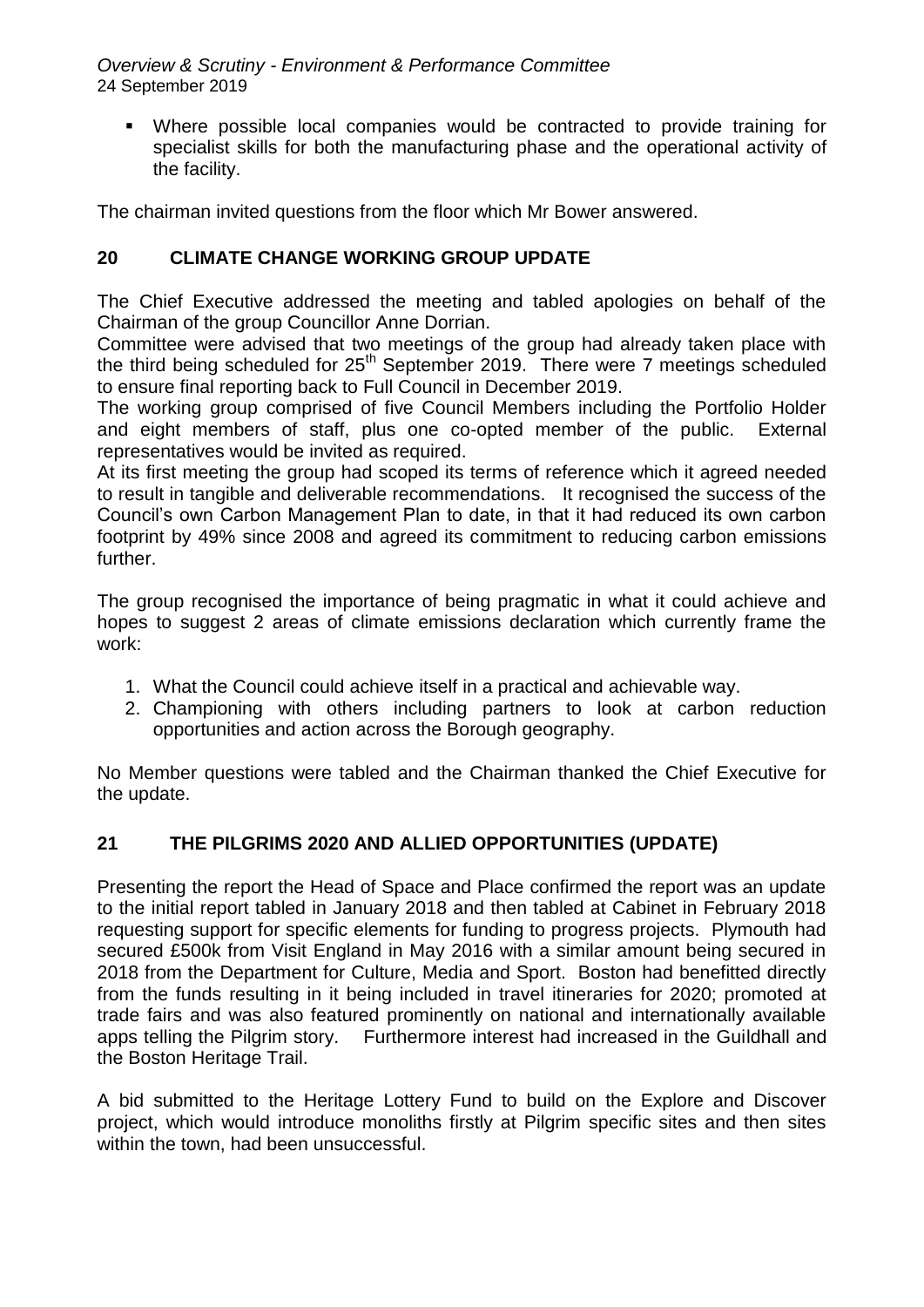- Where possible local companies would be contracted to provide training for specialist skills for both the manufacturing phase and the operational activity of the facility.

The chairman invited questions from the floor which Mr Bower answered.

## 20 CLIMATE CHANGE WORKING GROUP UPDATE

The Chief Executive addressed the meeting and tabled apologies on behalf of the Chairman of the group Councillor Anne Dorrian.

Committee were advised that two meetings of the group had already taken place with the third being scheduled for 25th September 2019. There were 7 meetings scheduled to ensure final reporting back to Full Council in December 2019.

The working group comprised of five Council Members including the Portfolio Holder and eight members of staff, plus one co-opted member of the public. External representatives would be invited as required.

At its first meeting the group had scoped its terms of reference which it agreed needed to result in tangible and deliverable recommendations. It recognised the success of the Council's own Carbon Management Plan to date, in that it had reduced its own carbon footprint by 49% since 2008 and agreed its commitment to reducing carbon emissions further.

The group recognised the importance of being pragmatic in what it could achieve and hopes to suggest 2 areas of climate emissions declaration which currently frame the work:

1. What the Council could achieve itself in a practical and achievable way.
2. Championing with others including partners to look at carbon reduction opportunities and action across the Borough geography.

No Member questions were tabled and the Chairman thanked the Chief Executive for the update.

## 21 THE PILGRIMS 2020 AND ALLIED OPPORTUNITIES (UPDATE)

Presenting the report the Head of Space and Place confirmed the report was an update to the initial report tabled in January 2018 and then tabled at Cabinet in February 2018 requesting support for specific elements for funding to progress projects. Plymouth had secured £500k from Visit England in May 2016 with a similar amount being secured in 2018 from the Department for Culture, Media and Sport. Boston had benefitted directly from the funds resulting in it being included in travel itineraries for 2020; promoted at trade fairs and was also featured prominently on national and internationally available apps telling the Pilgrim story. Furthermore interest had increased in the Guildhall and the Boston Heritage Trail.

A bid submitted to the Heritage Lottery Fund to build on the Explore and Discover project, which would introduce monoliths firstly at Pilgrim specific sites and then sites within the town, had been unsuccessful.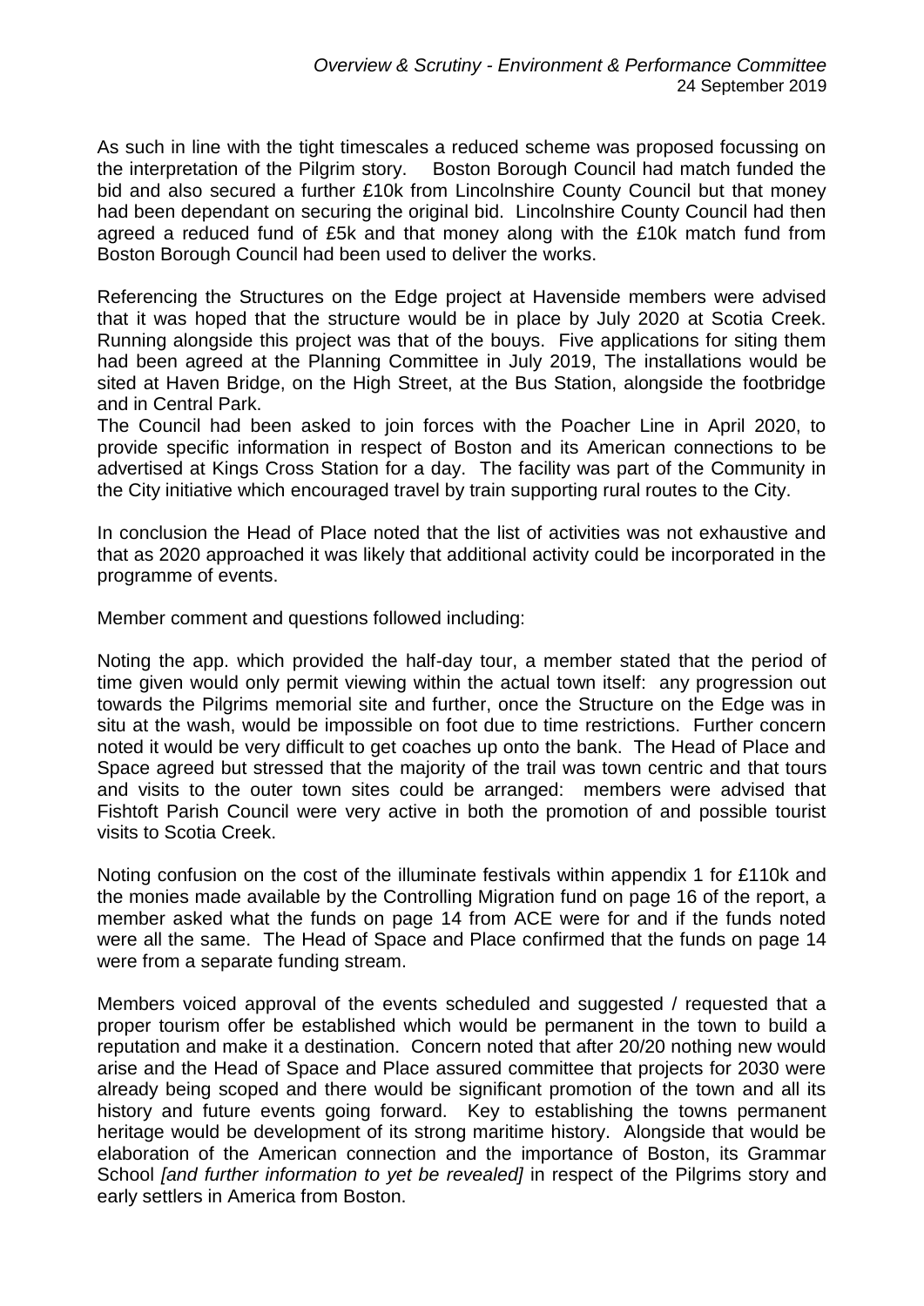As such in line with the tight timescales a reduced scheme was proposed focussing on the interpretation of the Pilgrim story. Boston Borough Council had match funded the bid and also secured a further £10k from Lincolnshire County Council but that money had been dependant on securing the original bid. Lincolnshire County Council had then agreed a reduced fund of £5k and that money along with the £10k match fund from Boston Borough Council had been used to deliver the works.

Referencing the Structures on the Edge project at Havenside members were advised that it was hoped that the structure would be in place by July 2020 at Scotia Creek. Running alongside this project was that of the bouys. Five applications for siting them had been agreed at the Planning Committee in July 2019, The installations would be sited at Haven Bridge, on the High Street, at the Bus Station, alongside the footbridge and in Central Park.
The Council had been asked to join forces with the Poacher Line in April 2020, to provide specific information in respect of Boston and its American connections to be advertised at Kings Cross Station for a day. The facility was part of the Community in the City initiative which encouraged travel by train supporting rural routes to the City.

In conclusion the Head of Place noted that the list of activities was not exhaustive and that as 2020 approached it was likely that additional activity could be incorporated in the programme of events.

Member comment and questions followed including:

Noting the app. which provided the half-day tour, a member stated that the period of time given would only permit viewing within the actual town itself: any progression out towards the Pilgrims memorial site and further, once the Structure on the Edge was in situ at the wash, would be impossible on foot due to time restrictions. Further concern noted it would be very difficult to get coaches up onto the bank. The Head of Place and Space agreed but stressed that the majority of the trail was town centric and that tours and visits to the outer town sites could be arranged: members were advised that Fishtoft Parish Council were very active in both the promotion of and possible tourist visits to Scotia Creek.

Noting confusion on the cost of the illuminate festivals within appendix 1 for £110k and the monies made available by the Controlling Migration fund on page 16 of the report, a member asked what the funds on page 14 from ACE were for and if the funds noted were all the same. The Head of Space and Place confirmed that the funds on page 14 were from a separate funding stream.

Members voiced approval of the events scheduled and suggested / requested that a proper tourism offer be established which would be permanent in the town to build a reputation and make it a destination. Concern noted that after 20/20 nothing new would arise and the Head of Space and Place assured committee that projects for 2030 were already being scoped and there would be significant promotion of the town and all its history and future events going forward. Key to establishing the towns permanent heritage would be development of its strong maritime history. Alongside that would be elaboration of the American connection and the importance of Boston, its Grammar School *[and further information to yet be revealed]* in respect of the Pilgrims story and early settlers in America from Boston.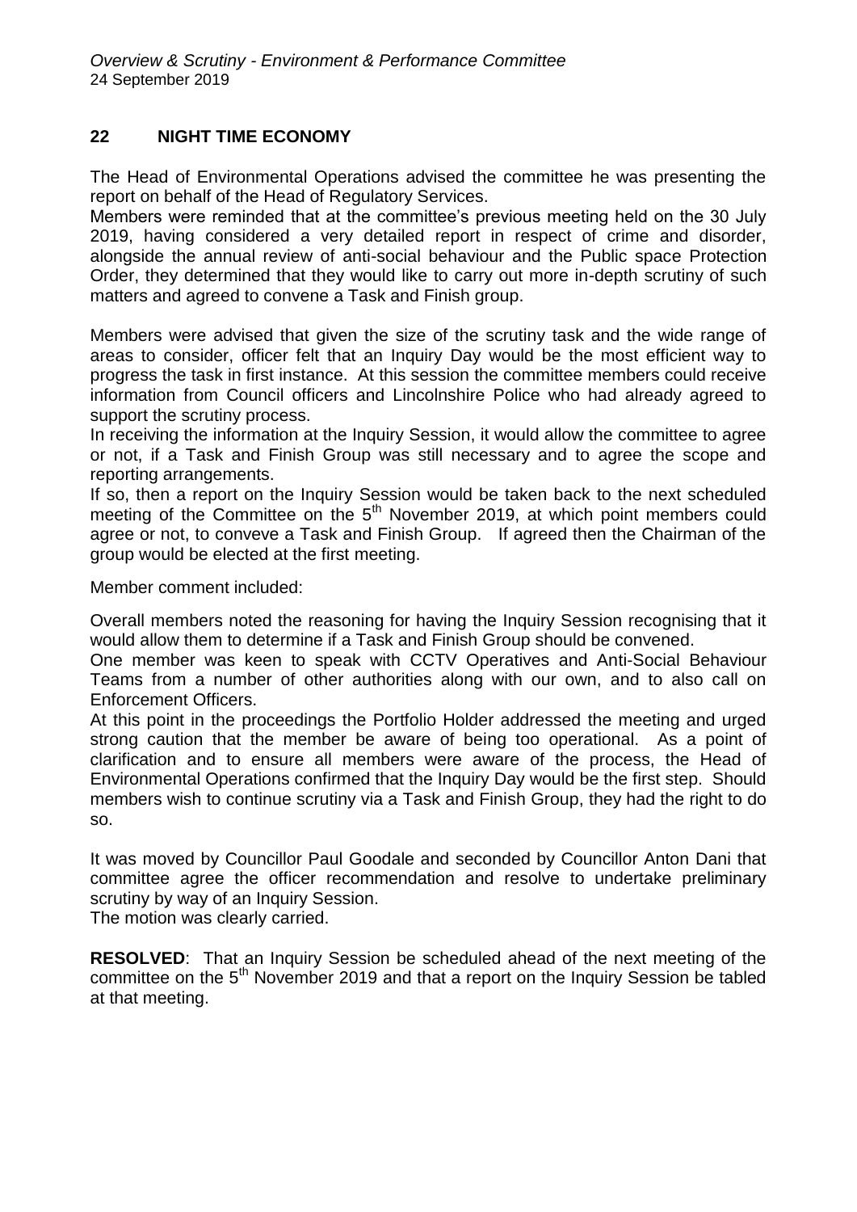## 22 NIGHT TIME ECONOMY

The Head of Environmental Operations advised the committee he was presenting the report on behalf of the Head of Regulatory Services.

Members were reminded that at the committee's previous meeting held on the 30 July 2019, having considered a very detailed report in respect of crime and disorder, alongside the annual review of anti-social behaviour and the Public space Protection Order, they determined that they would like to carry out more in-depth scrutiny of such matters and agreed to convene a Task and Finish group.

Members were advised that given the size of the scrutiny task and the wide range of areas to consider, officer felt that an Inquiry Day would be the most efficient way to progress the task in first instance. At this session the committee members could receive information from Council officers and Lincolnshire Police who had already agreed to support the scrutiny process.

In receiving the information at the Inquiry Session, it would allow the committee to agree or not, if a Task and Finish Group was still necessary and to agree the scope and reporting arrangements.

If so, then a report on the Inquiry Session would be taken back to the next scheduled meeting of the Committee on the 5th November 2019, at which point members could agree or not, to conveve a Task and Finish Group. If agreed then the Chairman of the group would be elected at the first meeting.

Member comment included:

Overall members noted the reasoning for having the Inquiry Session recognising that it would allow them to determine if a Task and Finish Group should be convened.

One member was keen to speak with CCTV Operatives and Anti-Social Behaviour Teams from a number of other authorities along with our own, and to also call on Enforcement Officers.

At this point in the proceedings the Portfolio Holder addressed the meeting and urged strong caution that the member be aware of being too operational. As a point of clarification and to ensure all members were aware of the process, the Head of Environmental Operations confirmed that the Inquiry Day would be the first step. Should members wish to continue scrutiny via a Task and Finish Group, they had the right to do so.

It was moved by Councillor Paul Goodale and seconded by Councillor Anton Dani that committee agree the officer recommendation and resolve to undertake preliminary scrutiny by way of an Inquiry Session.

The motion was clearly carried.

**RESOLVED**: That an Inquiry Session be scheduled ahead of the next meeting of the committee on the 5th November 2019 and that a report on the Inquiry Session be tabled at that meeting.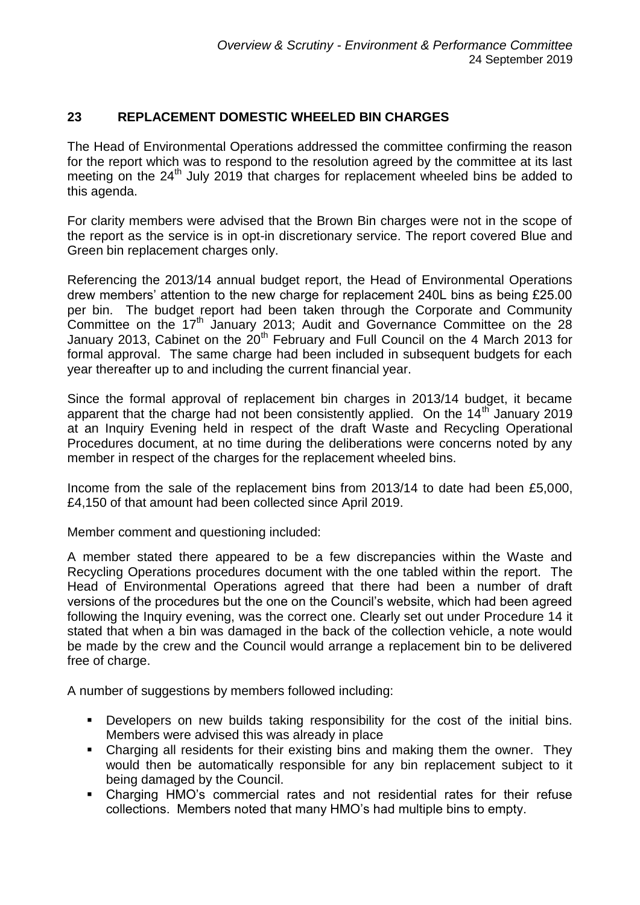## 23 REPLACEMENT DOMESTIC WHEELED BIN CHARGES

The Head of Environmental Operations addressed the committee confirming the reason for the report which was to respond to the resolution agreed by the committee at its last meeting on the 24th July 2019 that charges for replacement wheeled bins be added to this agenda.

For clarity members were advised that the Brown Bin charges were not in the scope of the report as the service is in opt-in discretionary service. The report covered Blue and Green bin replacement charges only.

Referencing the 2013/14 annual budget report, the Head of Environmental Operations drew members' attention to the new charge for replacement 240L bins as being £25.00 per bin. The budget report had been taken through the Corporate and Community Committee on the 17th January 2013; Audit and Governance Committee on the 28 January 2013, Cabinet on the 20th February and Full Council on the 4 March 2013 for formal approval. The same charge had been included in subsequent budgets for each year thereafter up to and including the current financial year.

Since the formal approval of replacement bin charges in 2013/14 budget, it became apparent that the charge had not been consistently applied. On the 14th January 2019 at an Inquiry Evening held in respect of the draft Waste and Recycling Operational Procedures document, at no time during the deliberations were concerns noted by any member in respect of the charges for the replacement wheeled bins.

Income from the sale of the replacement bins from 2013/14 to date had been £5,000, £4,150 of that amount had been collected since April 2019.

Member comment and questioning included:

A member stated there appeared to be a few discrepancies within the Waste and Recycling Operations procedures document with the one tabled within the report. The Head of Environmental Operations agreed that there had been a number of draft versions of the procedures but the one on the Council's website, which had been agreed following the Inquiry evening, was the correct one. Clearly set out under Procedure 14 it stated that when a bin was damaged in the back of the collection vehicle, a note would be made by the crew and the Council would arrange a replacement bin to be delivered free of charge.

A number of suggestions by members followed including:

- Developers on new builds taking responsibility for the cost of the initial bins. Members were advised this was already in place
- Charging all residents for their existing bins and making them the owner. They would then be automatically responsible for any bin replacement subject to it being damaged by the Council.
- Charging HMO's commercial rates and not residential rates for their refuse collections. Members noted that many HMO's had multiple bins to empty.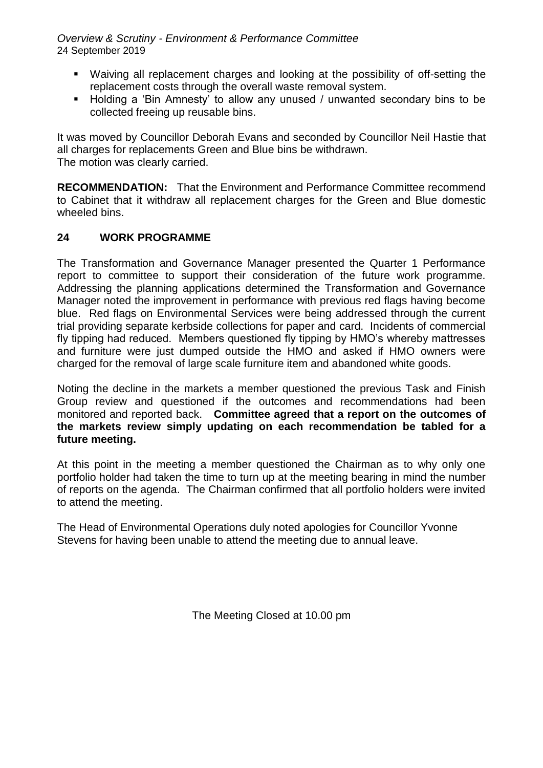- Waiving all replacement charges and looking at the possibility of off-setting the replacement costs through the overall waste removal system.
- Holding a 'Bin Amnesty' to allow any unused / unwanted secondary bins to be collected freeing up reusable bins.

It was moved by Councillor Deborah Evans and seconded by Councillor Neil Hastie that all charges for replacements Green and Blue bins be withdrawn.
The motion was clearly carried.

**RECOMMENDATION:** That the Environment and Performance Committee recommend to Cabinet that it withdraw all replacement charges for the Green and Blue domestic wheeled bins.

## 24 WORK PROGRAMME

The Transformation and Governance Manager presented the Quarter 1 Performance report to committee to support their consideration of the future work programme. Addressing the planning applications determined the Transformation and Governance Manager noted the improvement in performance with previous red flags having become blue. Red flags on Environmental Services were being addressed through the current trial providing separate kerbside collections for paper and card. Incidents of commercial fly tipping had reduced. Members questioned fly tipping by HMO's whereby mattresses and furniture were just dumped outside the HMO and asked if HMO owners were charged for the removal of large scale furniture item and abandoned white goods.

Noting the decline in the markets a member questioned the previous Task and Finish Group review and questioned if the outcomes and recommendations had been monitored and reported back. **Committee agreed that a report on the outcomes of the markets review simply updating on each recommendation be tabled for a future meeting.**

At this point in the meeting a member questioned the Chairman as to why only one portfolio holder had taken the time to turn up at the meeting bearing in mind the number of reports on the agenda. The Chairman confirmed that all portfolio holders were invited to attend the meeting.

The Head of Environmental Operations duly noted apologies for Councillor Yvonne Stevens for having been unable to attend the meeting due to annual leave.

The Meeting Closed at 10.00 pm